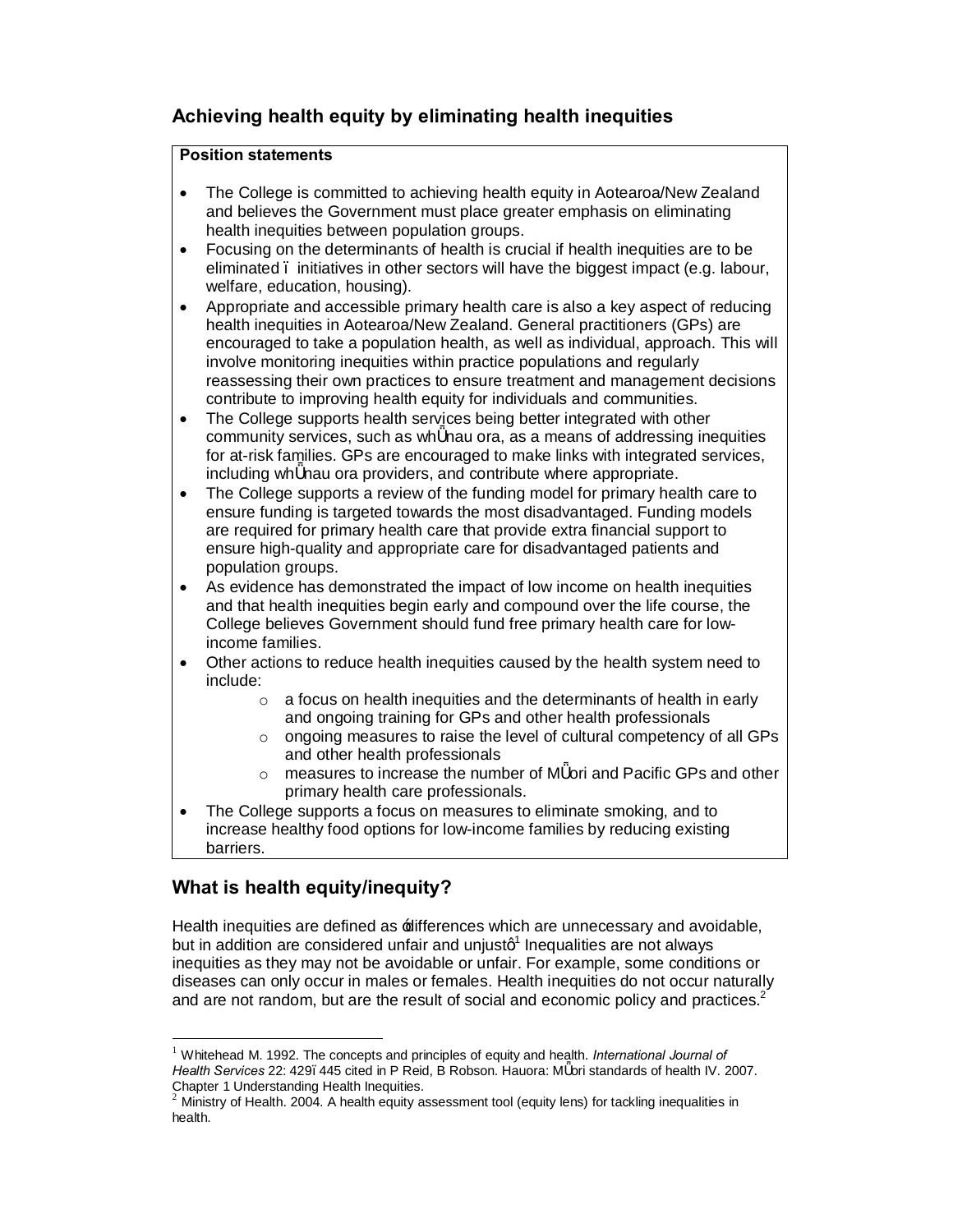## Achieving health equity by eliminating health inequities

**Position statements**

- The College is committed to achieving health equity in Aotearoa/New Zealand and believes the Government must place greater emphasis on eliminating health inequities between population groups.
- Focusing on the determinants of health is crucial if health inequities are to be eliminated – initiatives in other sectors will have the biggest impact (e.g. labour, welfare, education, housing).
- Appropriate and accessible primary health care is also a key aspect of reducing health inequities in Aotearoa/New Zealand. General practitioners (GPs) are encouraged to take a population health, as well as individual, approach. This will involve monitoring inequities within practice populations and regularly reassessing their own practices to ensure treatment and management decisions contribute to improving health equity for individuals and communities.
- The College supports health services being better integrated with other community services, such as whānau ora, as a means of addressing inequities for at-risk families. GPs are encouraged to make links with integrated services, including whānau ora providers, and contribute where appropriate.
- The College supports a review of the funding model for primary health care to ensure funding is targeted towards the most disadvantaged. Funding models are required for primary health care that provide extra financial support to ensure high-quality and appropriate care for disadvantaged patients and population groups.
- As evidence has demonstrated the impact of low income on health inequities and that health inequities begin early and compound over the life course, the College believes Government should fund free primary health care for low-income families.
- Other actions to reduce health inequities caused by the health system need to include:
  - a focus on health inequities and the determinants of health in early and ongoing training for GPs and other health professionals
  - ongoing measures to raise the level of cultural competency of all GPs and other health professionals
  - measures to increase the number of Māori and Pacific GPs and other primary health care professionals.
- The College supports a focus on measures to eliminate smoking, and to increase healthy food options for low-income families by reducing existing barriers.

## What is health equity/inequity?

Health inequities are defined as 'differences which are unnecessary and avoidable, but in addition are considered unfair and unjust'.[1] Inequalities are not always inequities as they may not be avoidable or unfair. For example, some conditions or diseases can only occur in males or females. Health inequities do not occur naturally and are not random, but are the result of social and economic policy and practices.[2]

---

[1] Whitehead M. 1992. The concepts and principles of equity and health. *International Journal of Health Services* 22: 429–445 cited in P Reid, B Robson. Hauora: Māori standards of health IV. 2007. Chapter 1 Understanding Health Inequities.

[2] Ministry of Health. 2004. A health equity assessment tool (equity lens) for tackling inequalities in health.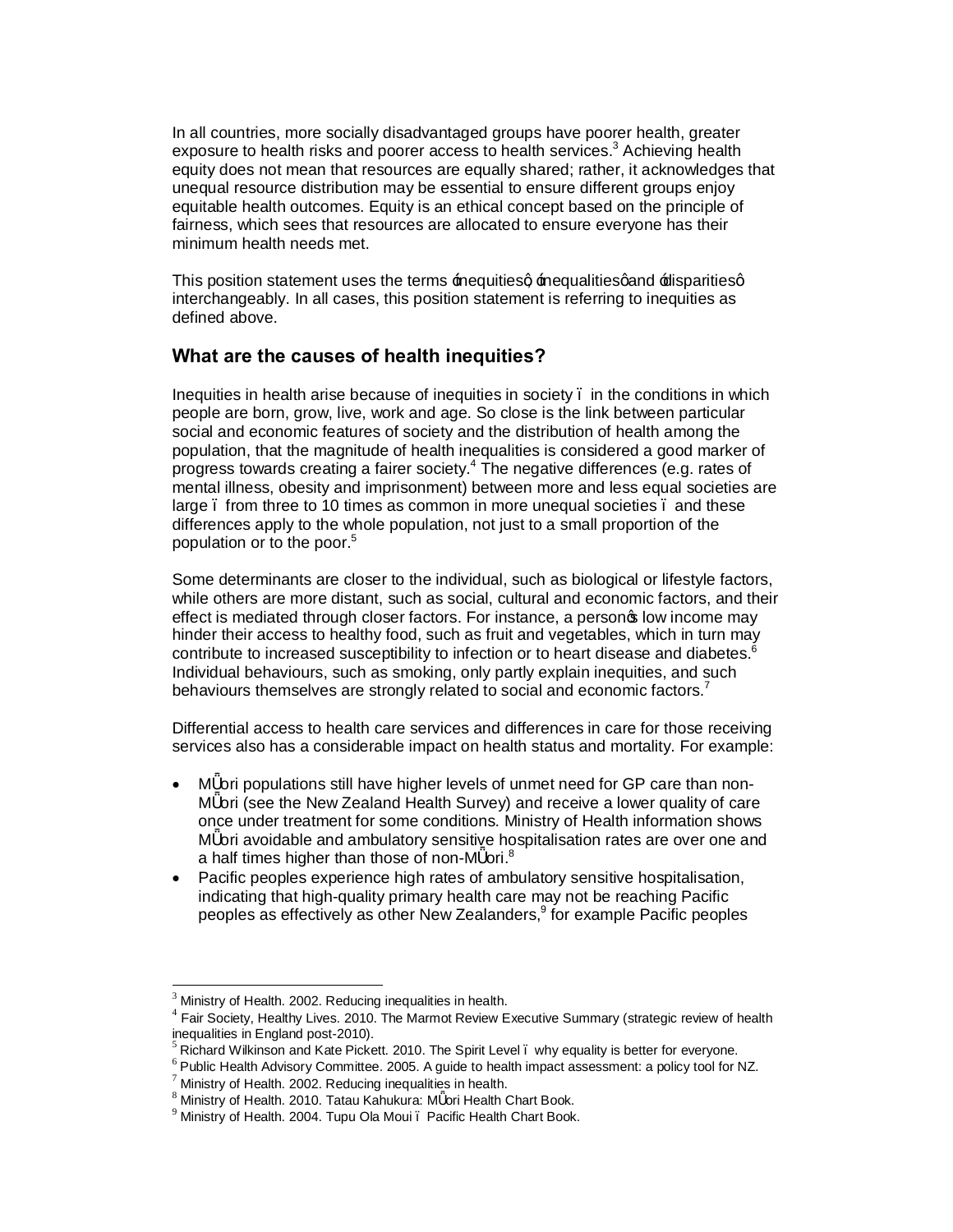In all countries, more socially disadvantaged groups have poorer health, greater exposure to health risks and poorer access to health services.[3] Achieving health equity does not mean that resources are equally shared; rather, it acknowledges that unequal resource distribution may be essential to ensure different groups enjoy equitable health outcomes. Equity is an ethical concept based on the principle of fairness, which sees that resources are allocated to ensure everyone has their minimum health needs met.

This position statement uses the terms 'inequities', 'inequalities' and 'disparities' interchangeably. In all cases, this position statement is referring to inequities as defined above.

## What are the causes of health inequities?

Inequities in health arise because of inequities in society – in the conditions in which people are born, grow, live, work and age. So close is the link between particular social and economic features of society and the distribution of health among the population, that the magnitude of health inequalities is considered a good marker of progress towards creating a fairer society.[4] The negative differences (e.g. rates of mental illness, obesity and imprisonment) between more and less equal societies are large – from three to 10 times as common in more unequal societies – and these differences apply to the whole population, not just to a small proportion of the population or to the poor.[5]

Some determinants are closer to the individual, such as biological or lifestyle factors, while others are more distant, such as social, cultural and economic factors, and their effect is mediated through closer factors. For instance, a person's low income may hinder their access to healthy food, such as fruit and vegetables, which in turn may contribute to increased susceptibility to infection or to heart disease and diabetes.[6] Individual behaviours, such as smoking, only partly explain inequities, and such behaviours themselves are strongly related to social and economic factors.[7]

Differential access to health care services and differences in care for those receiving services also has a considerable impact on health status and mortality. For example:

- Māori populations still have higher levels of unmet need for GP care than non-Māori (see the New Zealand Health Survey) and receive a lower quality of care once under treatment for some conditions. Ministry of Health information shows Māori avoidable and ambulatory sensitive hospitalisation rates are over one and a half times higher than those of non-Māori.[8]
- Pacific peoples experience high rates of ambulatory sensitive hospitalisation, indicating that high-quality primary health care may not be reaching Pacific peoples as effectively as other New Zealanders,[9] for example Pacific peoples

[3] Ministry of Health. 2002. Reducing inequalities in health.
[4] Fair Society, Healthy Lives. 2010. The Marmot Review Executive Summary (strategic review of health inequalities in England post-2010).
[5] Richard Wilkinson and Kate Pickett. 2010. The Spirit Level – why equality is better for everyone.
[6] Public Health Advisory Committee. 2005. A guide to health impact assessment: a policy tool for NZ.
[7] Ministry of Health. 2002. Reducing inequalities in health.
[8] Ministry of Health. 2010. Tatau Kahukura: Māori Health Chart Book.
[9] Ministry of Health. 2004. Tupu Ola Moui – Pacific Health Chart Book.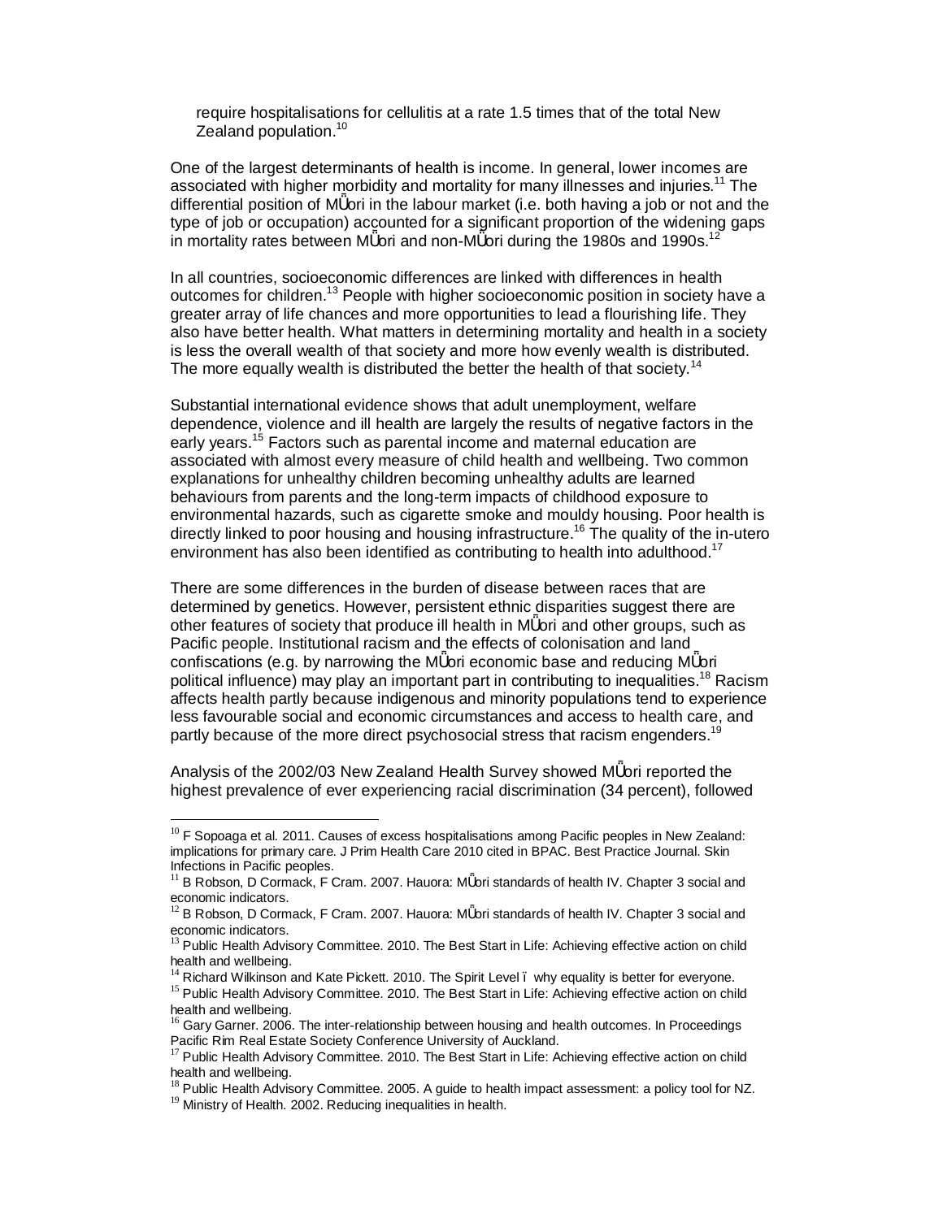require hospitalisations for cellulitis at a rate 1.5 times that of the total New Zealand population.[10]

One of the largest determinants of health is income. In general, lower incomes are associated with higher morbidity and mortality for many illnesses and injuries.[11] The differential position of Māori in the labour market (i.e. both having a job or not and the type of job or occupation) accounted for a significant proportion of the widening gaps in mortality rates between Māori and non-Māori during the 1980s and 1990s.[12]

In all countries, socioeconomic differences are linked with differences in health outcomes for children.[13] People with higher socioeconomic position in society have a greater array of life chances and more opportunities to lead a flourishing life. They also have better health. What matters in determining mortality and health in a society is less the overall wealth of that society and more how evenly wealth is distributed. The more equally wealth is distributed the better the health of that society.[14]

Substantial international evidence shows that adult unemployment, welfare dependence, violence and ill health are largely the results of negative factors in the early years.[15] Factors such as parental income and maternal education are associated with almost every measure of child health and wellbeing. Two common explanations for unhealthy children becoming unhealthy adults are learned behaviours from parents and the long-term impacts of childhood exposure to environmental hazards, such as cigarette smoke and mouldy housing. Poor health is directly linked to poor housing and housing infrastructure.[16] The quality of the in-utero environment has also been identified as contributing to health into adulthood.[17]

There are some differences in the burden of disease between races that are determined by genetics. However, persistent ethnic disparities suggest there are other features of society that produce ill health in Māori and other groups, such as Pacific people. Institutional racism and the effects of colonisation and land confiscations (e.g. by narrowing the Māori economic base and reducing Māori political influence) may play an important part in contributing to inequalities.[18] Racism affects health partly because indigenous and minority populations tend to experience less favourable social and economic circumstances and access to health care, and partly because of the more direct psychosocial stress that racism engenders.[19]

Analysis of the 2002/03 New Zealand Health Survey showed Māori reported the highest prevalence of ever experiencing racial discrimination (34 percent), followed

---

[10] F Sopoaga et al. 2011. Causes of excess hospitalisations among Pacific peoples in New Zealand: implications for primary care. J Prim Health Care 2010 cited in BPAC. Best Practice Journal. Skin Infections in Pacific peoples.

[11] B Robson, D Cormack, F Cram. 2007. Hauora: Māori standards of health IV. Chapter 3 social and economic indicators.

[12] B Robson, D Cormack, F Cram. 2007. Hauora: Māori standards of health IV. Chapter 3 social and economic indicators.

[13] Public Health Advisory Committee. 2010. The Best Start in Life: Achieving effective action on child health and wellbeing.

[14] Richard Wilkinson and Kate Pickett. 2010. The Spirit Level – why equality is better for everyone.

[15] Public Health Advisory Committee. 2010. The Best Start in Life: Achieving effective action on child health and wellbeing.

[16] Gary Garner. 2006. The inter-relationship between housing and health outcomes. In Proceedings Pacific Rim Real Estate Society Conference University of Auckland.

[17] Public Health Advisory Committee. 2010. The Best Start in Life: Achieving effective action on child health and wellbeing.

[18] Public Health Advisory Committee. 2005. A guide to health impact assessment: a policy tool for NZ.

[19] Ministry of Health. 2002. Reducing inequalities in health.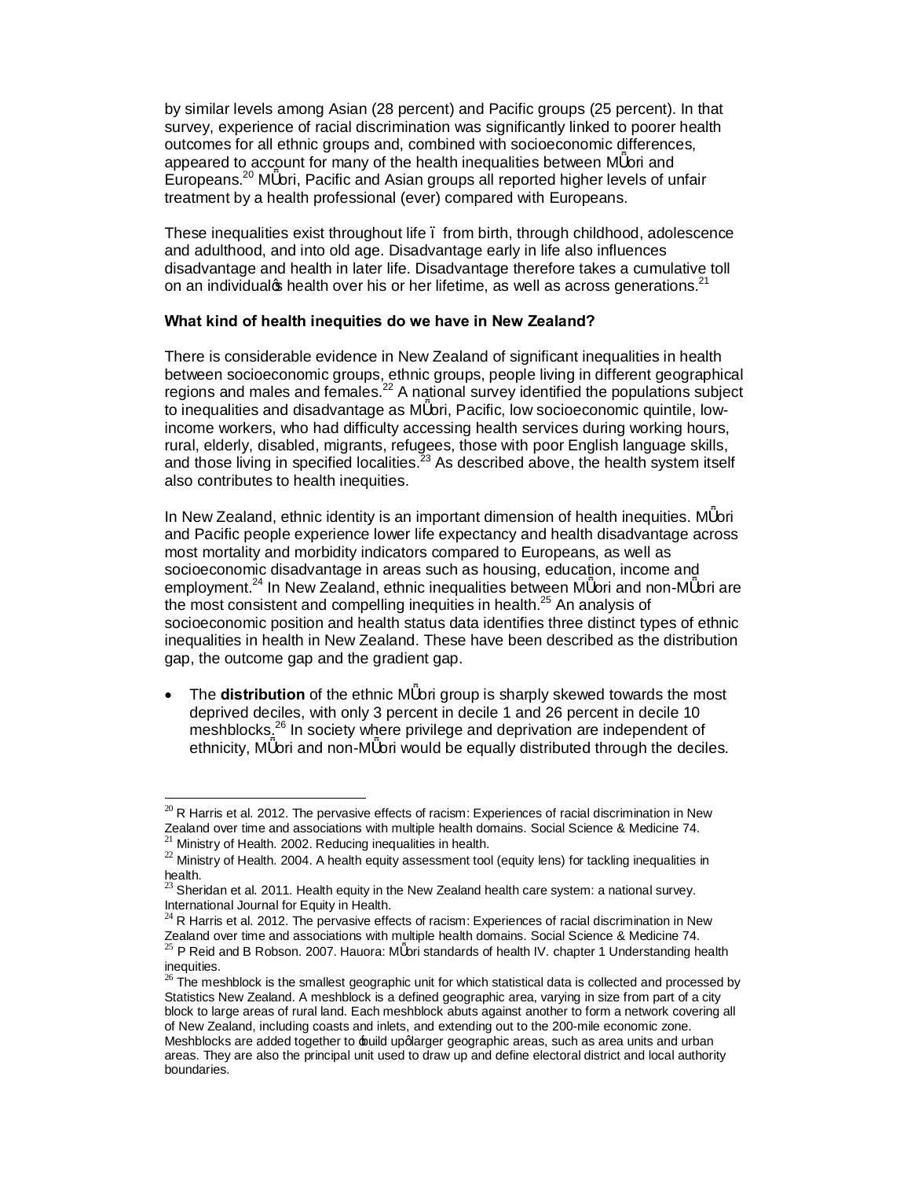by similar levels among Asian (28 percent) and Pacific groups (25 percent). In that survey, experience of racial discrimination was significantly linked to poorer health outcomes for all ethnic groups and, combined with socioeconomic differences, appeared to account for many of the health inequalities between Māori and Europeans.[20] Māori, Pacific and Asian groups all reported higher levels of unfair treatment by a health professional (ever) compared with Europeans.

These inequalities exist throughout life – from birth, through childhood, adolescence and adulthood, and into old age. Disadvantage early in life also influences disadvantage and health in later life. Disadvantage therefore takes a cumulative toll on an individual's health over his or her lifetime, as well as across generations.[21]

**What kind of health inequities do we have in New Zealand?**

There is considerable evidence in New Zealand of significant inequalities in health between socioeconomic groups, ethnic groups, people living in different geographical regions and males and females.[22] A national survey identified the populations subject to inequalities and disadvantage as Māori, Pacific, low socioeconomic quintile, low-income workers, who had difficulty accessing health services during working hours, rural, elderly, disabled, migrants, refugees, those with poor English language skills, and those living in specified localities.[23] As described above, the health system itself also contributes to health inequities.

In New Zealand, ethnic identity is an important dimension of health inequities. Māori and Pacific people experience lower life expectancy and health disadvantage across most mortality and morbidity indicators compared to Europeans, as well as socioeconomic disadvantage in areas such as housing, education, income and employment.[24] In New Zealand, ethnic inequalities between Māori and non-Māori are the most consistent and compelling inequities in health.[25] An analysis of socioeconomic position and health status data identifies three distinct types of ethnic inequalities in health in New Zealand. These have been described as the distribution gap, the outcome gap and the gradient gap.

- The **distribution** of the ethnic Māori group is sharply skewed towards the most deprived deciles, with only 3 percent in decile 1 and 26 percent in decile 10 meshblocks.[26] In society where privilege and deprivation are independent of ethnicity, Māori and non-Māori would be equally distributed through the deciles.

---

[20] R Harris et al. 2012. The pervasive effects of racism: Experiences of racial discrimination in New Zealand over time and associations with multiple health domains. Social Science & Medicine 74.

[21] Ministry of Health. 2002. Reducing inequalities in health.

[22] Ministry of Health. 2004. A health equity assessment tool (equity lens) for tackling inequalities in health.

[23] Sheridan et al. 2011. Health equity in the New Zealand health care system: a national survey. International Journal for Equity in Health.

[24] R Harris et al. 2012. The pervasive effects of racism: Experiences of racial discrimination in New Zealand over time and associations with multiple health domains. Social Science & Medicine 74.

[25] P Reid and B Robson. 2007. Hauora: Māori standards of health IV. chapter 1 Understanding health inequities.

[26] The meshblock is the smallest geographic unit for which statistical data is collected and processed by Statistics New Zealand. A meshblock is a defined geographic area, varying in size from part of a city block to large areas of rural land. Each meshblock abuts against another to form a network covering all of New Zealand, including coasts and inlets, and extending out to the 200-mile economic zone. Meshblocks are added together to 'build up' larger geographic areas, such as area units and urban areas. They are also the principal unit used to draw up and define electoral district and local authority boundaries.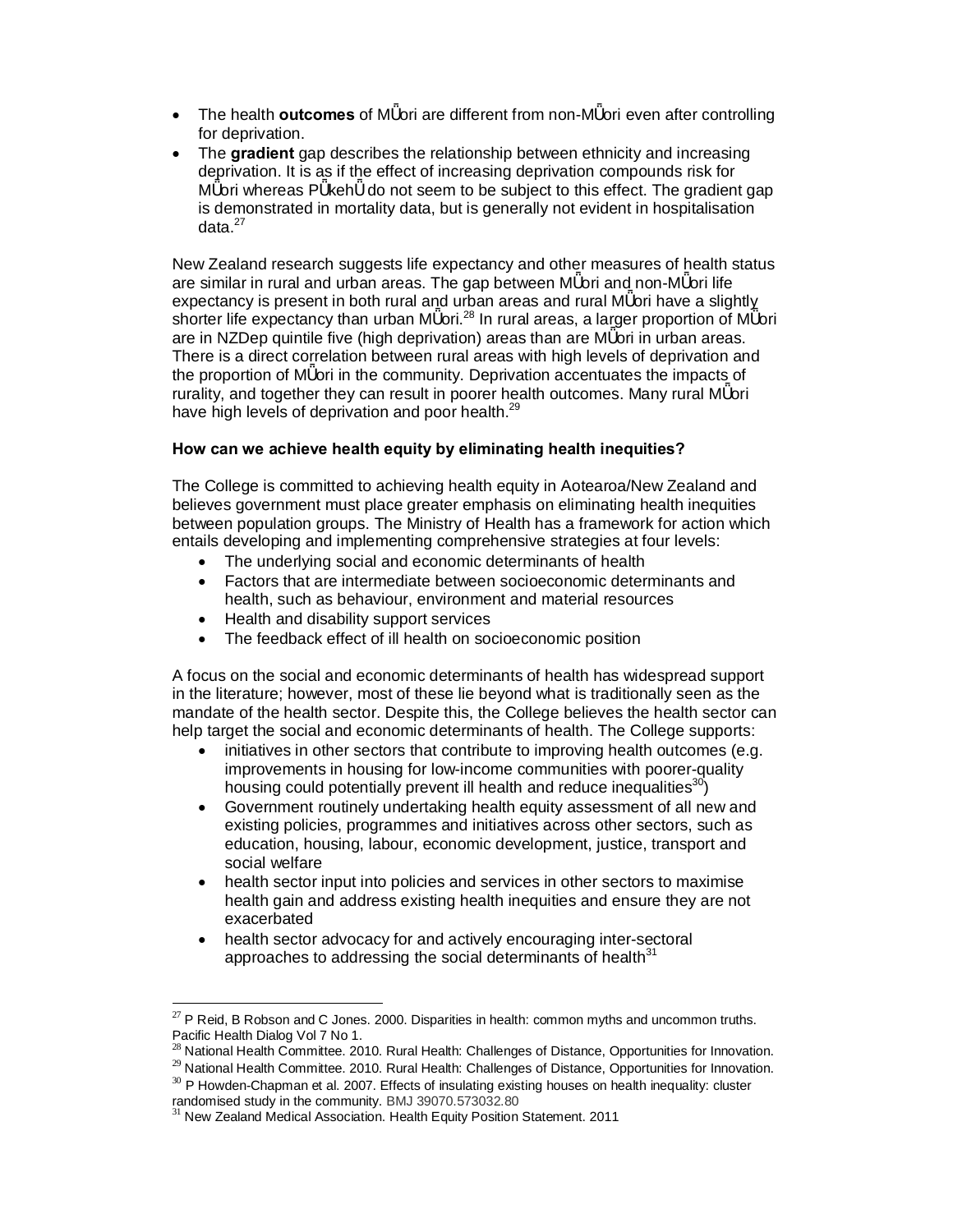- The health **outcomes** of Māori are different from non-Māori even after controlling for deprivation.
- The **gradient** gap describes the relationship between ethnicity and increasing deprivation. It is as if the effect of increasing deprivation compounds risk for Māori whereas Pākehā do not seem to be subject to this effect. The gradient gap is demonstrated in mortality data, but is generally not evident in hospitalisation data.[27]

New Zealand research suggests life expectancy and other measures of health status are similar in rural and urban areas. The gap between Māori and non-Māori life expectancy is present in both rural and urban areas and rural Māori have a slightly shorter life expectancy than urban Māori.[28] In rural areas, a larger proportion of Māori are in NZDep quintile five (high deprivation) areas than are Māori in urban areas. There is a direct correlation between rural areas with high levels of deprivation and the proportion of Māori in the community. Deprivation accentuates the impacts of rurality, and together they can result in poorer health outcomes. Many rural Māori have high levels of deprivation and poor health.[29]

**How can we achieve health equity by eliminating health inequities?**

The College is committed to achieving health equity in Aotearoa/New Zealand and believes government must place greater emphasis on eliminating health inequities between population groups. The Ministry of Health has a framework for action which entails developing and implementing comprehensive strategies at four levels:

- The underlying social and economic determinants of health
- Factors that are intermediate between socioeconomic determinants and health, such as behaviour, environment and material resources
- Health and disability support services
- The feedback effect of ill health on socioeconomic position

A focus on the social and economic determinants of health has widespread support in the literature; however, most of these lie beyond what is traditionally seen as the mandate of the health sector. Despite this, the College believes the health sector can help target the social and economic determinants of health. The College supports:

- initiatives in other sectors that contribute to improving health outcomes (e.g. improvements in housing for low-income communities with poorer-quality housing could potentially prevent ill health and reduce inequalities[30])
- Government routinely undertaking health equity assessment of all new and existing policies, programmes and initiatives across other sectors, such as education, housing, labour, economic development, justice, transport and social welfare
- health sector input into policies and services in other sectors to maximise health gain and address existing health inequities and ensure they are not exacerbated
- health sector advocacy for and actively encouraging inter-sectoral approaches to addressing the social determinants of health[31]

---

[27] P Reid, B Robson and C Jones. 2000. Disparities in health: common myths and uncommon truths. Pacific Health Dialog Vol 7 No 1.

[28] National Health Committee. 2010. Rural Health: Challenges of Distance, Opportunities for Innovation.

[29] National Health Committee. 2010. Rural Health: Challenges of Distance, Opportunities for Innovation.

[30] P Howden-Chapman et al. 2007. Effects of insulating existing houses on health inequality: cluster randomised study in the community. BMJ 39070.573032.80

[31] New Zealand Medical Association. Health Equity Position Statement. 2011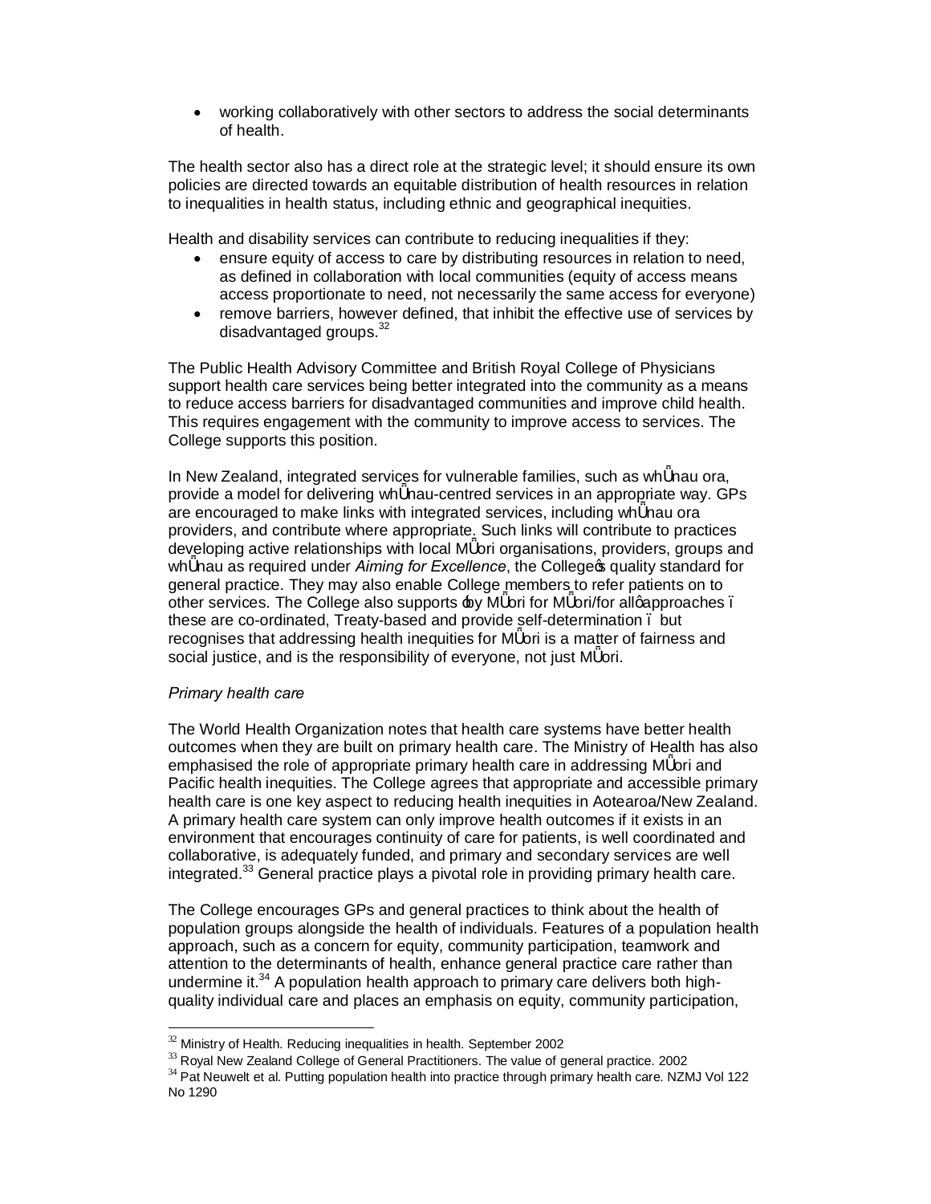- working collaboratively with other sectors to address the social determinants of health.

The health sector also has a direct role at the strategic level; it should ensure its own policies are directed towards an equitable distribution of health resources in relation to inequalities in health status, including ethnic and geographical inequities.

Health and disability services can contribute to reducing inequalities if they:

- ensure equity of access to care by distributing resources in relation to need, as defined in collaboration with local communities (equity of access means access proportionate to need, not necessarily the same access for everyone)
- remove barriers, however defined, that inhibit the effective use of services by disadvantaged groups.[32]

The Public Health Advisory Committee and British Royal College of Physicians support health care services being better integrated into the community as a means to reduce access barriers for disadvantaged communities and improve child health. This requires engagement with the community to improve access to services. The College supports this position.

In New Zealand, integrated services for vulnerable families, such as whānau ora, provide a model for delivering whānau-centred services in an appropriate way. GPs are encouraged to make links with integrated services, including whānau ora providers, and contribute where appropriate. Such links will contribute to practices developing active relationships with local Māori organisations, providers, groups and whānau as required under *Aiming for Excellence*, the College's quality standard for general practice. They may also enable College members to refer patients on to other services. The College also supports 'by Māori for Māori/for all' approaches – these are co-ordinated, Treaty-based and provide self-determination – but recognises that addressing health inequities for Māori is a matter of fairness and social justice, and is the responsibility of everyone, not just Māori.

*Primary health care*

The World Health Organization notes that health care systems have better health outcomes when they are built on primary health care. The Ministry of Health has also emphasised the role of appropriate primary health care in addressing Māori and Pacific health inequities. The College agrees that appropriate and accessible primary health care is one key aspect to reducing health inequities in Aotearoa/New Zealand. A primary health care system can only improve health outcomes if it exists in an environment that encourages continuity of care for patients, is well coordinated and collaborative, is adequately funded, and primary and secondary services are well integrated.[33] General practice plays a pivotal role in providing primary health care.

The College encourages GPs and general practices to think about the health of population groups alongside the health of individuals. Features of a population health approach, such as a concern for equity, community participation, teamwork and attention to the determinants of health, enhance general practice care rather than undermine it.[34] A population health approach to primary care delivers both high-quality individual care and places an emphasis on equity, community participation,

[32] Ministry of Health. Reducing inequalities in health. September 2002

[33] Royal New Zealand College of General Practitioners. The value of general practice. 2002

[34] Pat Neuwelt et al. Putting population health into practice through primary health care. NZMJ Vol 122 No 1290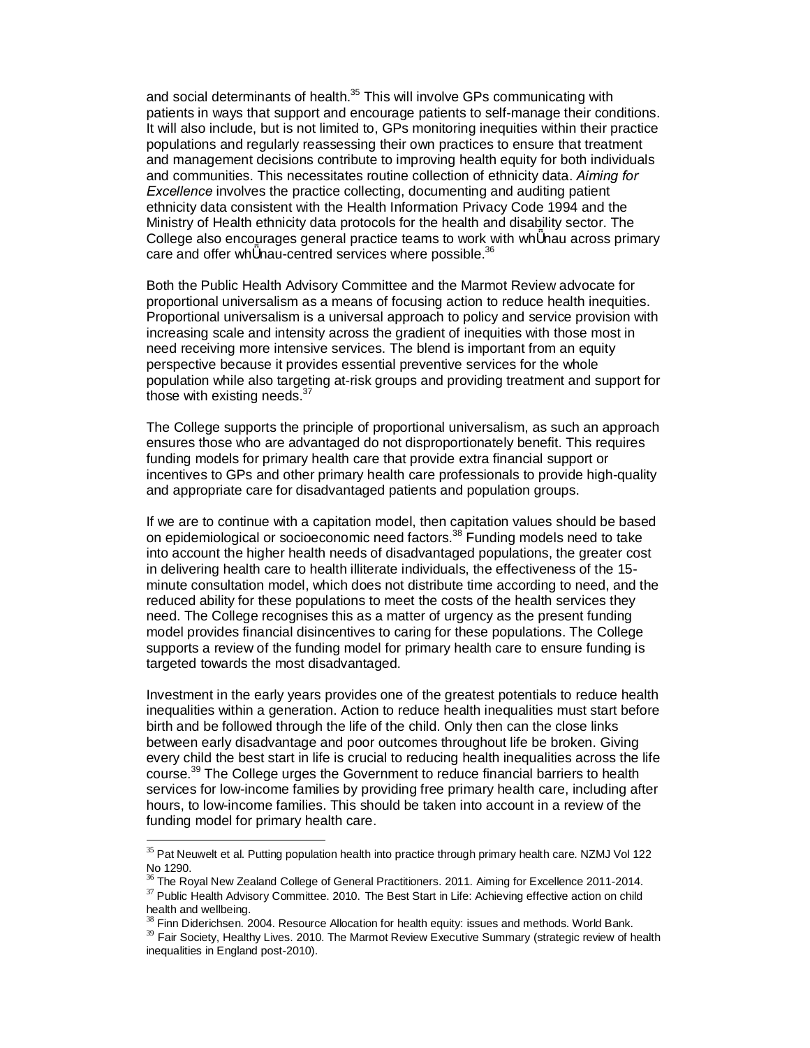and social determinants of health.[35] This will involve GPs communicating with patients in ways that support and encourage patients to self-manage their conditions. It will also include, but is not limited to, GPs monitoring inequities within their practice populations and regularly reassessing their own practices to ensure that treatment and management decisions contribute to improving health equity for both individuals and communities. This necessitates routine collection of ethnicity data. *Aiming for Excellence* involves the practice collecting, documenting and auditing patient ethnicity data consistent with the Health Information Privacy Code 1994 and the Ministry of Health ethnicity data protocols for the health and disability sector. The College also encourages general practice teams to work with whānau across primary care and offer whānau-centred services where possible.[36]

Both the Public Health Advisory Committee and the Marmot Review advocate for proportional universalism as a means of focusing action to reduce health inequities. Proportional universalism is a universal approach to policy and service provision with increasing scale and intensity across the gradient of inequities with those most in need receiving more intensive services. The blend is important from an equity perspective because it provides essential preventive services for the whole population while also targeting at-risk groups and providing treatment and support for those with existing needs.[37]

The College supports the principle of proportional universalism, as such an approach ensures those who are advantaged do not disproportionately benefit. This requires funding models for primary health care that provide extra financial support or incentives to GPs and other primary health care professionals to provide high-quality and appropriate care for disadvantaged patients and population groups.

If we are to continue with a capitation model, then capitation values should be based on epidemiological or socioeconomic need factors.[38] Funding models need to take into account the higher health needs of disadvantaged populations, the greater cost in delivering health care to health illiterate individuals, the effectiveness of the 15-minute consultation model, which does not distribute time according to need, and the reduced ability for these populations to meet the costs of the health services they need. The College recognises this as a matter of urgency as the present funding model provides financial disincentives to caring for these populations. The College supports a review of the funding model for primary health care to ensure funding is targeted towards the most disadvantaged.

Investment in the early years provides one of the greatest potentials to reduce health inequalities within a generation. Action to reduce health inequalities must start before birth and be followed through the life of the child. Only then can the close links between early disadvantage and poor outcomes throughout life be broken. Giving every child the best start in life is crucial to reducing health inequalities across the life course.[39] The College urges the Government to reduce financial barriers to health services for low-income families by providing free primary health care, including after hours, to low-income families. This should be taken into account in a review of the funding model for primary health care.

---

[35] Pat Neuwelt et al. Putting population health into practice through primary health care. NZMJ Vol 122 No 1290.

[36] The Royal New Zealand College of General Practitioners. 2011. Aiming for Excellence 2011-2014.

[37] Public Health Advisory Committee. 2010. The Best Start in Life: Achieving effective action on child health and wellbeing.

[38] Finn Diderichsen. 2004. Resource Allocation for health equity: issues and methods. World Bank.

[39] Fair Society, Healthy Lives. 2010. The Marmot Review Executive Summary (strategic review of health inequalities in England post-2010).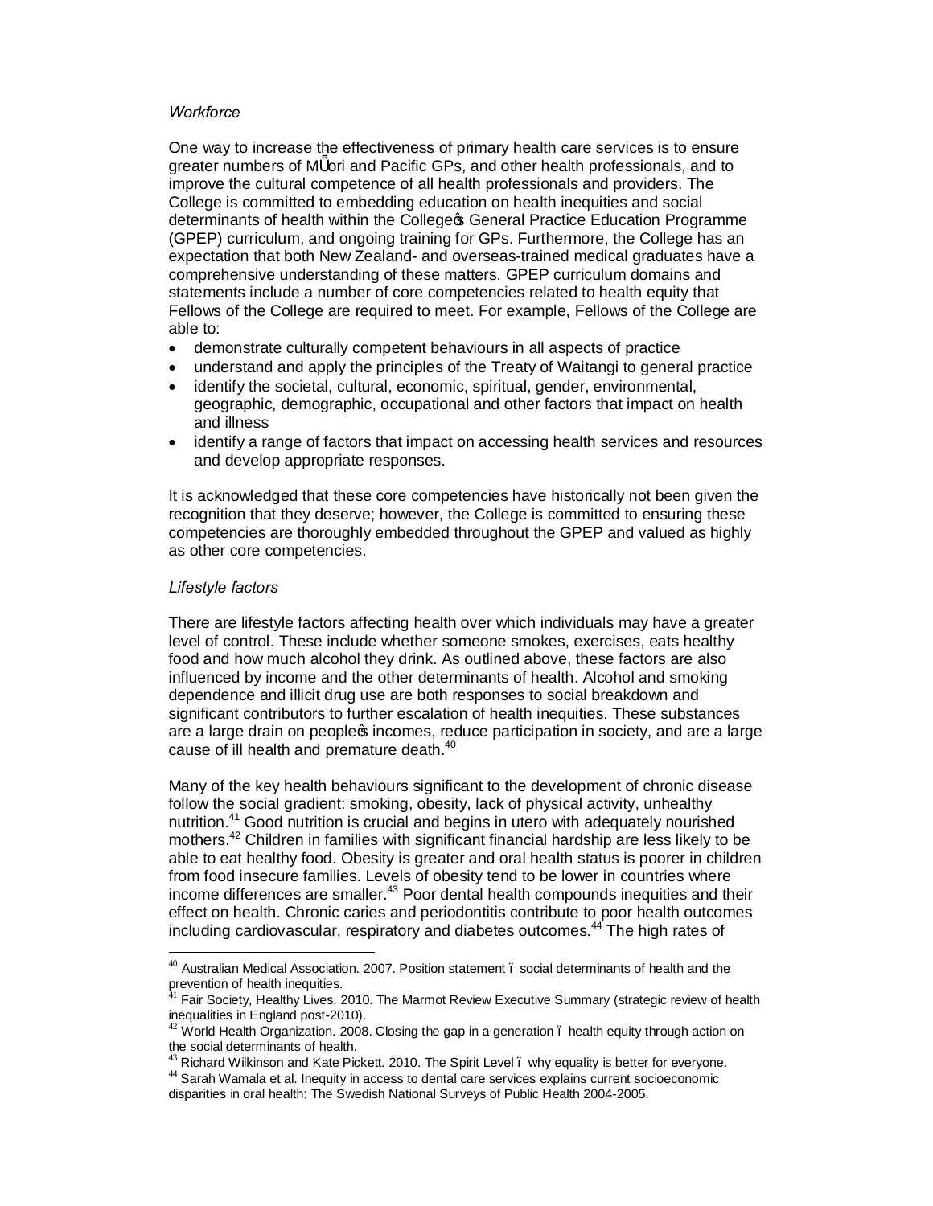*Workforce*

One way to increase the effectiveness of primary health care services is to ensure greater numbers of Māori and Pacific GPs, and other health professionals, and to improve the cultural competence of all health professionals and providers. The College is committed to embedding education on health inequities and social determinants of health within the College's General Practice Education Programme (GPEP) curriculum, and ongoing training for GPs. Furthermore, the College has an expectation that both New Zealand- and overseas-trained medical graduates have a comprehensive understanding of these matters. GPEP curriculum domains and statements include a number of core competencies related to health equity that Fellows of the College are required to meet. For example, Fellows of the College are able to:

- demonstrate culturally competent behaviours in all aspects of practice
- understand and apply the principles of the Treaty of Waitangi to general practice
- identify the societal, cultural, economic, spiritual, gender, environmental, geographic, demographic, occupational and other factors that impact on health and illness
- identify a range of factors that impact on accessing health services and resources and develop appropriate responses.

It is acknowledged that these core competencies have historically not been given the recognition that they deserve; however, the College is committed to ensuring these competencies are thoroughly embedded throughout the GPEP and valued as highly as other core competencies.

*Lifestyle factors*

There are lifestyle factors affecting health over which individuals may have a greater level of control. These include whether someone smokes, exercises, eats healthy food and how much alcohol they drink. As outlined above, these factors are also influenced by income and the other determinants of health. Alcohol and smoking dependence and illicit drug use are both responses to social breakdown and significant contributors to further escalation of health inequities. These substances are a large drain on people's incomes, reduce participation in society, and are a large cause of ill health and premature death.[40]

Many of the key health behaviours significant to the development of chronic disease follow the social gradient: smoking, obesity, lack of physical activity, unhealthy nutrition.[41] Good nutrition is crucial and begins in utero with adequately nourished mothers.[42] Children in families with significant financial hardship are less likely to be able to eat healthy food. Obesity is greater and oral health status is poorer in children from food insecure families. Levels of obesity tend to be lower in countries where income differences are smaller.[43] Poor dental health compounds inequities and their effect on health. Chronic caries and periodontitis contribute to poor health outcomes including cardiovascular, respiratory and diabetes outcomes.[44] The high rates of

---

[40] Australian Medical Association. 2007. Position statement – social determinants of health and the prevention of health inequities.

[41] Fair Society, Healthy Lives. 2010. The Marmot Review Executive Summary (strategic review of health inequalities in England post-2010).

[42] World Health Organization. 2008. Closing the gap in a generation – health equity through action on the social determinants of health.

[43] Richard Wilkinson and Kate Pickett. 2010. The Spirit Level – why equality is better for everyone.

[44] Sarah Wamala et al. Inequity in access to dental care services explains current socioeconomic disparities in oral health: The Swedish National Surveys of Public Health 2004-2005.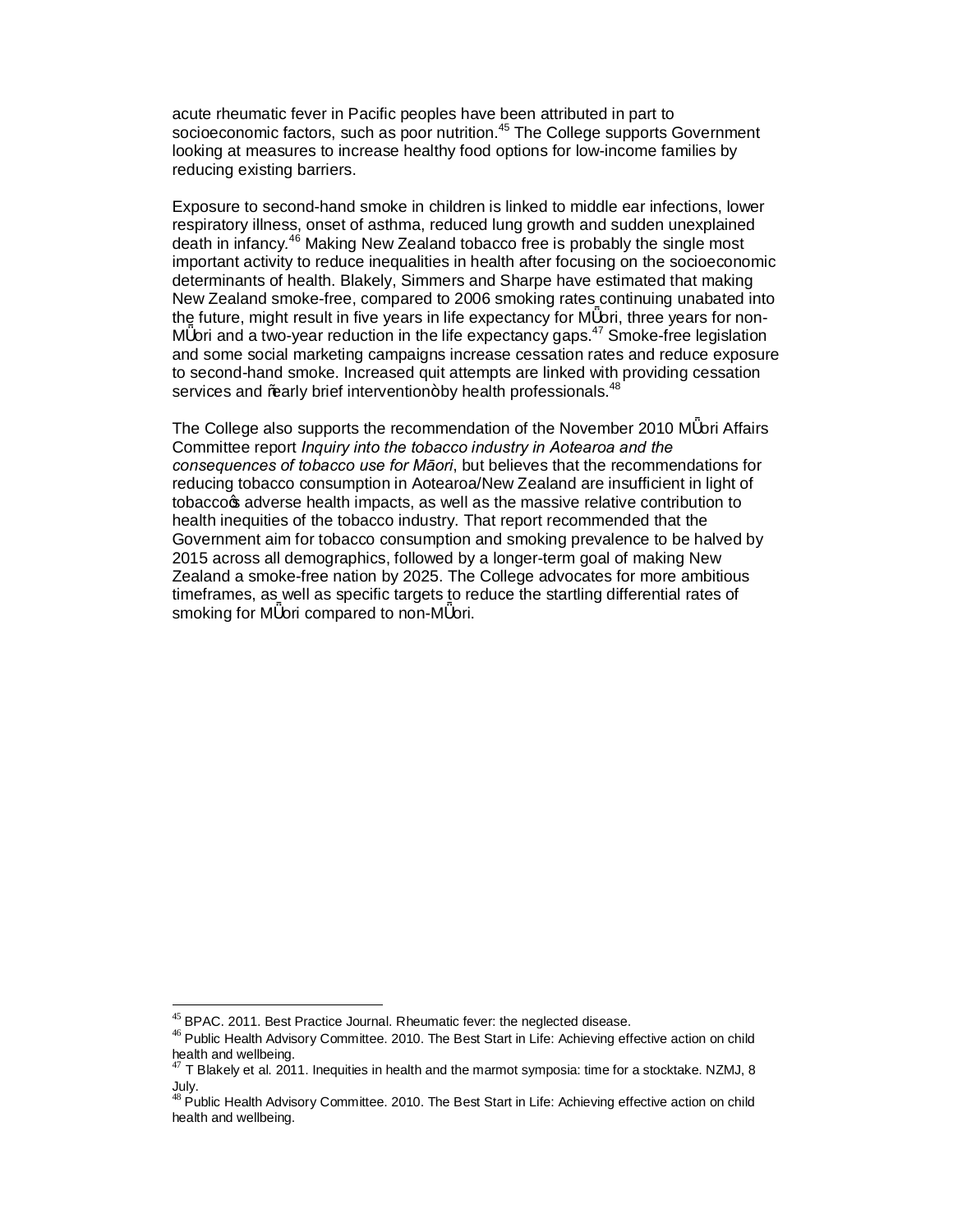acute rheumatic fever in Pacific peoples have been attributed in part to socioeconomic factors, such as poor nutrition.[45] The College supports Government looking at measures to increase healthy food options for low-income families by reducing existing barriers.

Exposure to second-hand smoke in children is linked to middle ear infections, lower respiratory illness, onset of asthma, reduced lung growth and sudden unexplained death in infancy.[46] Making New Zealand tobacco free is probably the single most important activity to reduce inequalities in health after focusing on the socioeconomic determinants of health. Blakely, Simmers and Sharpe have estimated that making New Zealand smoke-free, compared to 2006 smoking rates continuing unabated into the future, might result in five years in life expectancy for Māori, three years for non-Māori and a two-year reduction in the life expectancy gaps.[47] Smoke-free legislation and some social marketing campaigns increase cessation rates and reduce exposure to second-hand smoke. Increased quit attempts are linked with providing cessation services and "early brief intervention" by health professionals.[48]

The College also supports the recommendation of the November 2010 Māori Affairs Committee report *Inquiry into the tobacco industry in Aotearoa and the consequences of tobacco use for Māori*, but believes that the recommendations for reducing tobacco consumption in Aotearoa/New Zealand are insufficient in light of tobacco's adverse health impacts, as well as the massive relative contribution to health inequities of the tobacco industry. That report recommended that the Government aim for tobacco consumption and smoking prevalence to be halved by 2015 across all demographics, followed by a longer-term goal of making New Zealand a smoke-free nation by 2025. The College advocates for more ambitious timeframes, as well as specific targets to reduce the startling differential rates of smoking for Māori compared to non-Māori.

---

[45] BPAC. 2011. Best Practice Journal. Rheumatic fever: the neglected disease.
[46] Public Health Advisory Committee. 2010. The Best Start in Life: Achieving effective action on child health and wellbeing.
[47] T Blakely et al. 2011. Inequities in health and the marmot symposia: time for a stocktake. NZMJ, 8 July.
[48] Public Health Advisory Committee. 2010. The Best Start in Life: Achieving effective action on child health and wellbeing.